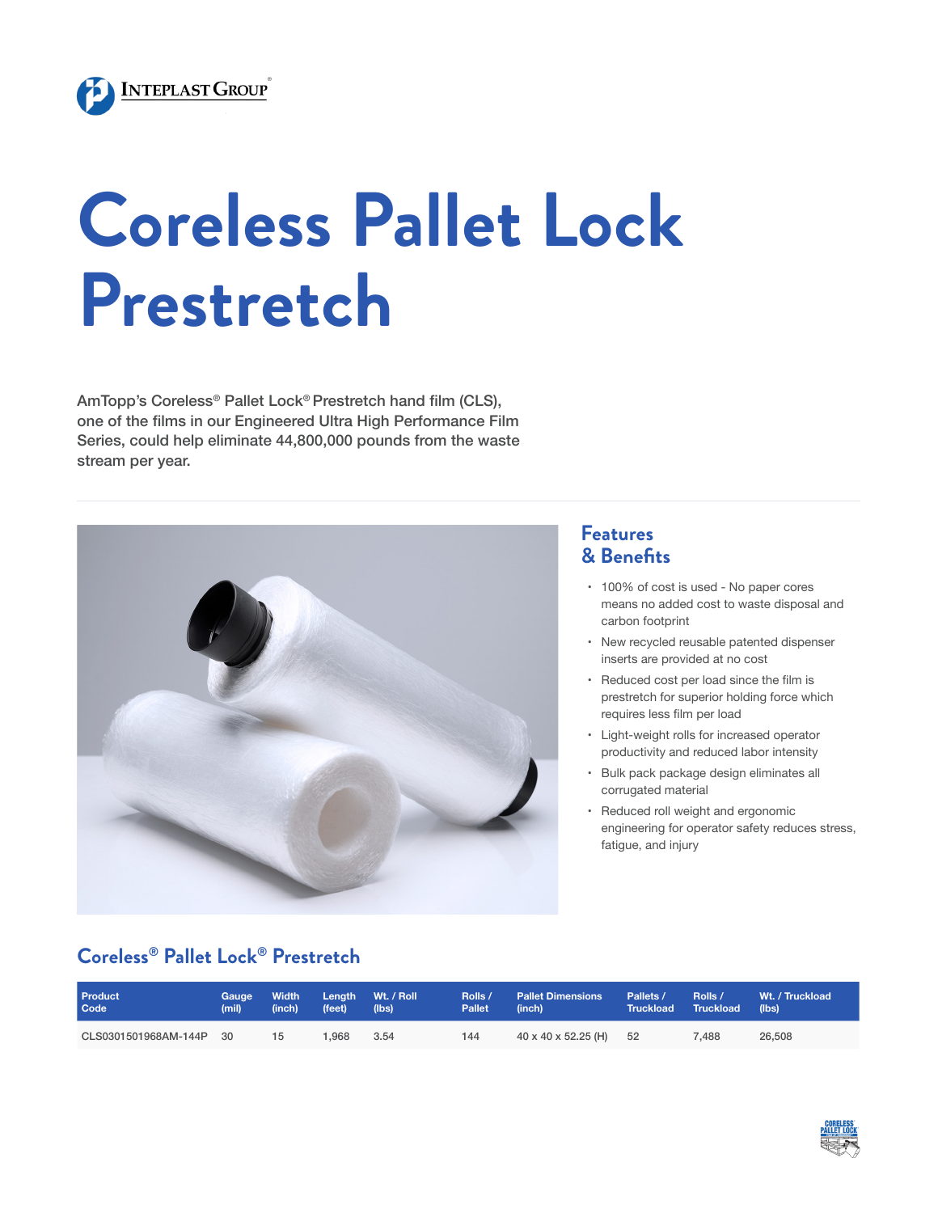# Coreless Pallet Lock Prestretch

AmTopp's Coreless® Pallet Lock® Prestretch hand film (CLS), one of the films in our Engineered Ultra High Performance Film Series, could help eliminate 44,800,000 pounds from the waste stream per year.

## Features & Benefits

- 100% of cost is used - No paper cores means no added cost to waste disposal and carbon footprint
- New recycled reusable patented dispenser inserts are provided at no cost
- Reduced cost per load since the film is prestretch for superior holding force which requires less film per load
- Light-weight rolls for increased operator productivity and reduced labor intensity
- Bulk pack package design eliminates all corrugated material
- Reduced roll weight and ergonomic engineering for operator safety reduces stress, fatigue, and injury

## Coreless® Pallet Lock® Prestretch

| Product Code | Gauge (mil) | Width (inch) | Length (feet) | Wt. / Roll (lbs) | Rolls / Pallet | Pallet Dimensions (inch) | Pallets / Truckload | Rolls / Truckload | Wt. / Truckload (lbs) |
|---|---|---|---|---|---|---|---|---|---|
| CLS0301501968AM-144P | 30 | 15 | 1,968 | 3.54 | 144 | 40 x 40 x 52.25 (H) | 52 | 7,488 | 26,508 |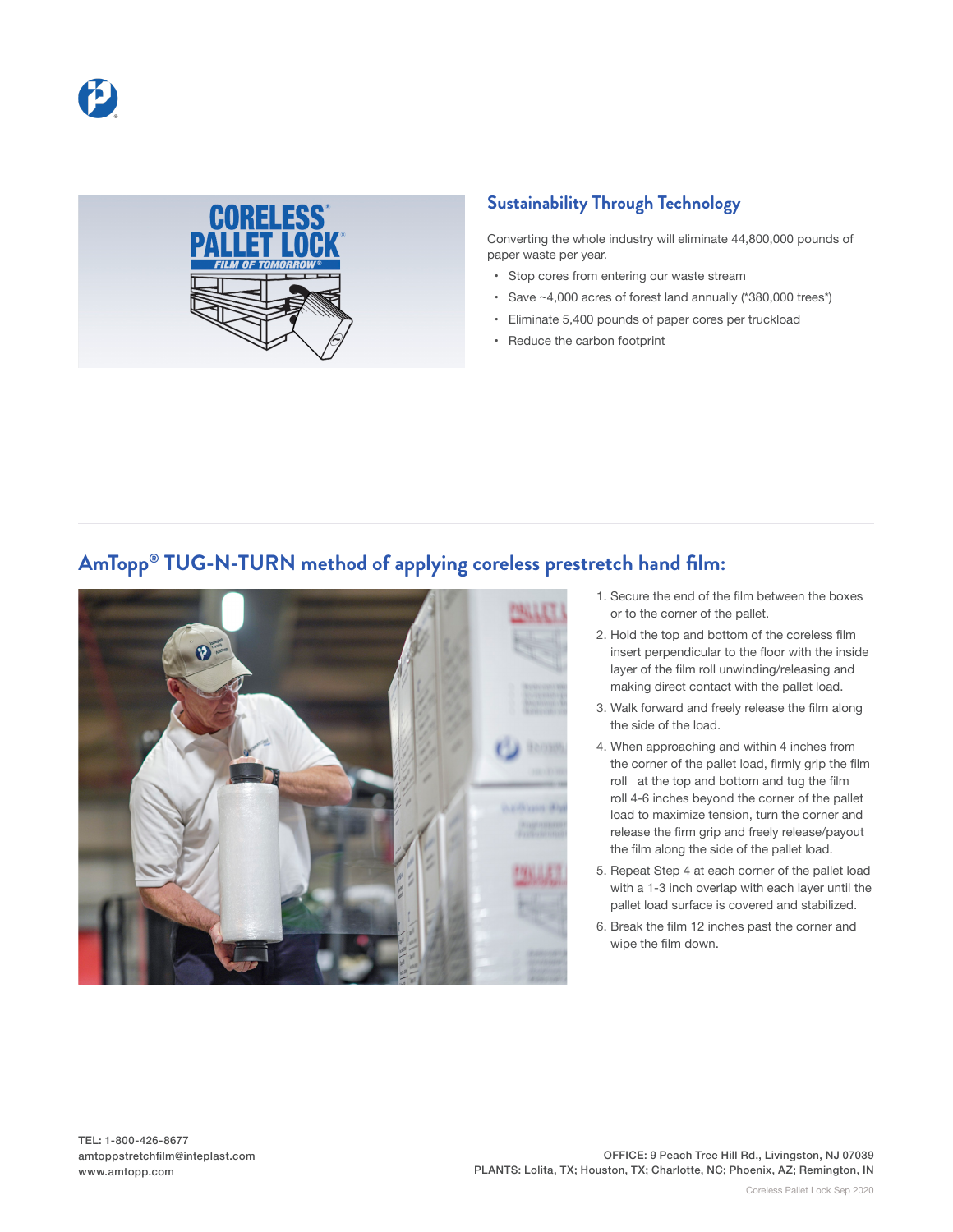## Sustainability Through Technology

Converting the whole industry will eliminate 44,800,000 pounds of paper waste per year.

- Stop cores from entering our waste stream
- Save ~4,000 acres of forest land annually (*380,000 trees*)
- Eliminate 5,400 pounds of paper cores per truckload
- Reduce the carbon footprint

## AmTopp® TUG-N-TURN method of applying coreless prestretch hand film:

1. Secure the end of the film between the boxes or to the corner of the pallet.
2. Hold the top and bottom of the coreless film insert perpendicular to the floor with the inside layer of the film roll unwinding/releasing and making direct contact with the pallet load.
3. Walk forward and freely release the film along the side of the load.
4. When approaching and within 4 inches from the corner of the pallet load, firmly grip the film roll at the top and bottom and tug the film roll 4-6 inches beyond the corner of the pallet load to maximize tension, turn the corner and release the firm grip and freely release/payout the film along the side of the pallet load.
5. Repeat Step 4 at each corner of the pallet load with a 1-3 inch overlap with each layer until the pallet load surface is covered and stabilized.
6. Break the film 12 inches past the corner and wipe the film down.

TEL: 1-800-426-8677
amtoppstretchfilm@inteplast.com
www.amtopp.com

OFFICE: 9 Peach Tree Hill Rd., Livingston, NJ 07039
PLANTS: Lolita, TX; Houston, TX; Charlotte, NC; Phoenix, AZ; Remington, IN

Coreless Pallet Lock Sep 2020